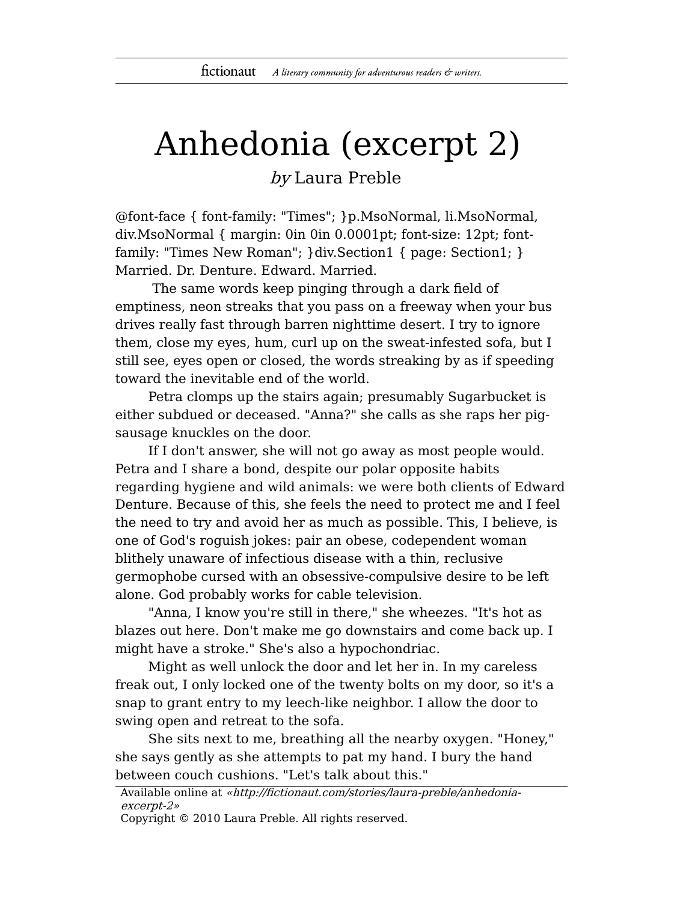# Anhedonia (excerpt 2)

*by* Laura Preble

@font-face { font-family: "Times"; }p.MsoNormal, li.MsoNormal, div.MsoNormal { margin: 0in 0in 0.0001pt; font-size: 12pt; font-family: "Times New Roman"; }div.Section1 { page: Section1; } Married. Dr. Denture. Edward. Married.

The same words keep pinging through a dark field of emptiness, neon streaks that you pass on a freeway when your bus drives really fast through barren nighttime desert. I try to ignore them, close my eyes, hum, curl up on the sweat-infested sofa, but I still see, eyes open or closed, the words streaking by as if speeding toward the inevitable end of the world.

Petra clomps up the stairs again; presumably Sugarbucket is either subdued or deceased. "Anna?" she calls as she raps her pig-sausage knuckles on the door.

If I don't answer, she will not go away as most people would. Petra and I share a bond, despite our polar opposite habits regarding hygiene and wild animals: we were both clients of Edward Denture. Because of this, she feels the need to protect me and I feel the need to try and avoid her as much as possible. This, I believe, is one of God's roguish jokes: pair an obese, codependent woman blithely unaware of infectious disease with a thin, reclusive germophobe cursed with an obsessive-compulsive desire to be left alone. God probably works for cable television.

"Anna, I know you're still in there," she wheezes. "It's hot as blazes out here. Don't make me go downstairs and come back up. I might have a stroke." She's also a hypochondriac.

Might as well unlock the door and let her in. In my careless freak out, I only locked one of the twenty bolts on my door, so it's a snap to grant entry to my leech-like neighbor. I allow the door to swing open and retreat to the sofa.

She sits next to me, breathing all the nearby oxygen. "Honey," she says gently as she attempts to pat my hand. I bury the hand between couch cushions. "Let's talk about this."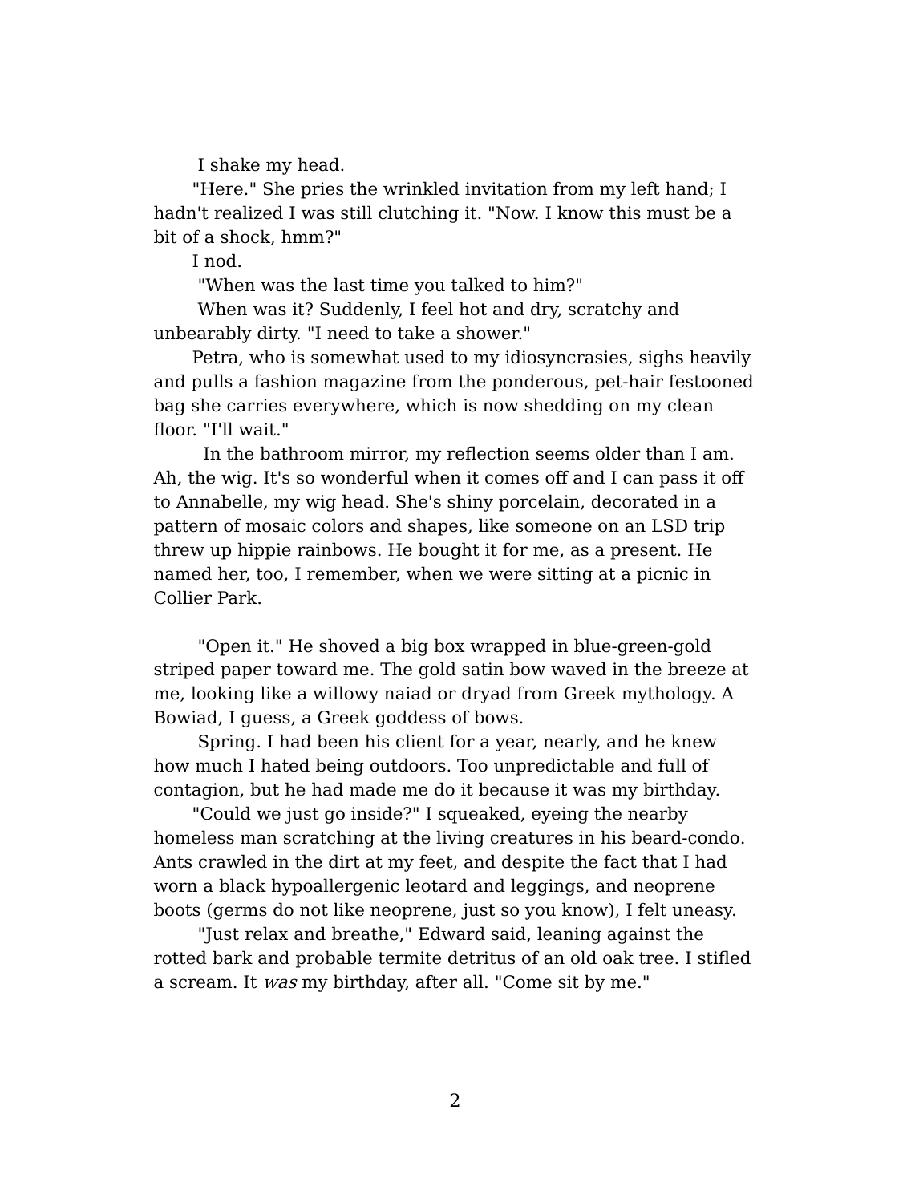I shake my head.

"Here." She pries the wrinkled invitation from my left hand; I hadn't realized I was still clutching it. "Now. I know this must be a bit of a shock, hmm?"

I nod.

"When was the last time you talked to him?"

When was it? Suddenly, I feel hot and dry, scratchy and unbearably dirty. "I need to take a shower."

Petra, who is somewhat used to my idiosyncrasies, sighs heavily and pulls a fashion magazine from the ponderous, pet-hair festooned bag she carries everywhere, which is now shedding on my clean floor. "I'll wait."

In the bathroom mirror, my reflection seems older than I am. Ah, the wig. It's so wonderful when it comes off and I can pass it off to Annabelle, my wig head. She's shiny porcelain, decorated in a pattern of mosaic colors and shapes, like someone on an LSD trip threw up hippie rainbows. He bought it for me, as a present. He named her, too, I remember, when we were sitting at a picnic in Collier Park.

"Open it." He shoved a big box wrapped in blue-green-gold striped paper toward me. The gold satin bow waved in the breeze at me, looking like a willowy naiad or dryad from Greek mythology. A Bowiad, I guess, a Greek goddess of bows.

Spring. I had been his client for a year, nearly, and he knew how much I hated being outdoors. Too unpredictable and full of contagion, but he had made me do it because it was my birthday.

"Could we just go inside?" I squeaked, eyeing the nearby homeless man scratching at the living creatures in his beard-condo. Ants crawled in the dirt at my feet, and despite the fact that I had worn a black hypoallergenic leotard and leggings, and neoprene boots (germs do not like neoprene, just so you know), I felt uneasy.

"Just relax and breathe," Edward said, leaning against the rotted bark and probable termite detritus of an old oak tree. I stifled a scream. It *was* my birthday, after all. "Come sit by me."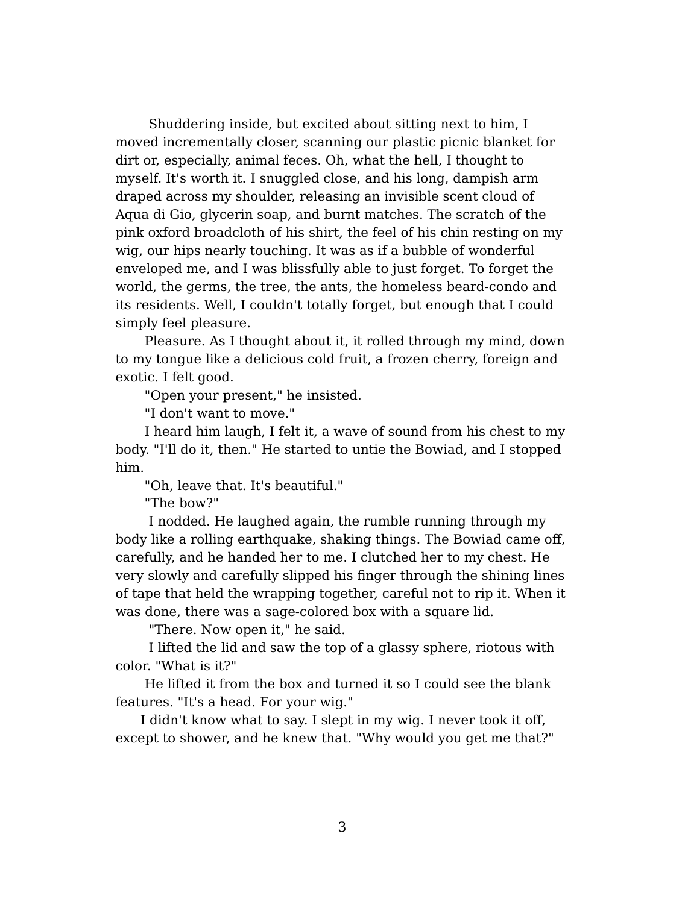Shuddering inside, but excited about sitting next to him, I moved incrementally closer, scanning our plastic picnic blanket for dirt or, especially, animal feces. Oh, what the hell, I thought to myself. It's worth it. I snuggled close, and his long, dampish arm draped across my shoulder, releasing an invisible scent cloud of Aqua di Gio, glycerin soap, and burnt matches. The scratch of the pink oxford broadcloth of his shirt, the feel of his chin resting on my wig, our hips nearly touching. It was as if a bubble of wonderful enveloped me, and I was blissfully able to just forget. To forget the world, the germs, the tree, the ants, the homeless beard-condo and its residents. Well, I couldn't totally forget, but enough that I could simply feel pleasure.

Pleasure. As I thought about it, it rolled through my mind, down to my tongue like a delicious cold fruit, a frozen cherry, foreign and exotic. I felt good.

"Open your present," he insisted.

"I don't want to move."

I heard him laugh, I felt it, a wave of sound from his chest to my body. "I'll do it, then." He started to untie the Bowiad, and I stopped him.

"Oh, leave that. It's beautiful."

"The bow?"

I nodded. He laughed again, the rumble running through my body like a rolling earthquake, shaking things. The Bowiad came off, carefully, and he handed her to me. I clutched her to my chest. He very slowly and carefully slipped his finger through the shining lines of tape that held the wrapping together, careful not to rip it. When it was done, there was a sage-colored box with a square lid.

"There. Now open it," he said.

I lifted the lid and saw the top of a glassy sphere, riotous with color. "What is it?"

He lifted it from the box and turned it so I could see the blank features. "It's a head. For your wig."

I didn't know what to say. I slept in my wig. I never took it off, except to shower, and he knew that. "Why would you get me that?"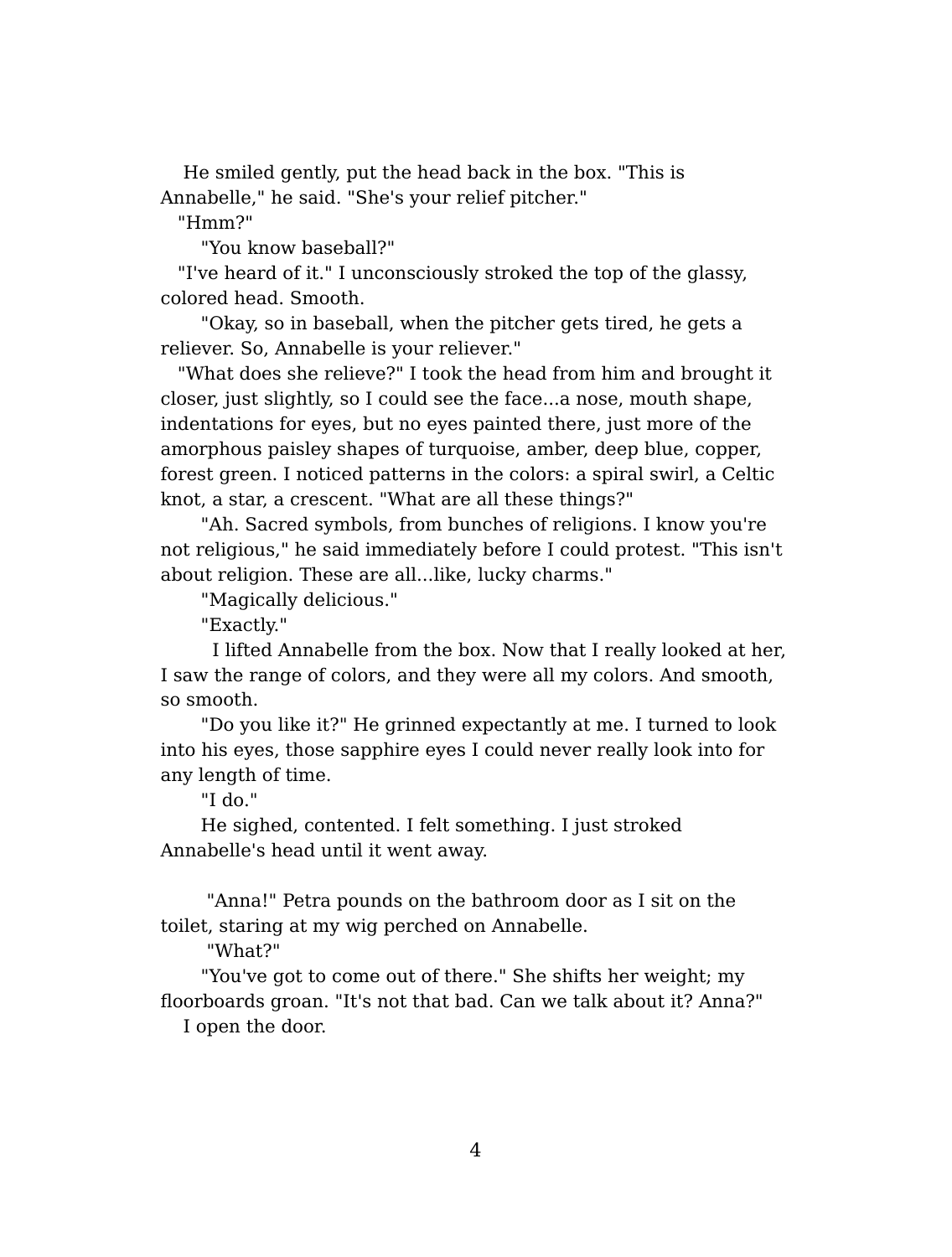He smiled gently, put the head back in the box. "This is Annabelle," he said. "She's your relief pitcher."

"Hmm?"

"You know baseball?"

"I've heard of it." I unconsciously stroked the top of the glassy, colored head. Smooth.

"Okay, so in baseball, when the pitcher gets tired, he gets a reliever. So, Annabelle is your reliever."

"What does she relieve?" I took the head from him and brought it closer, just slightly, so I could see the face...a nose, mouth shape, indentations for eyes, but no eyes painted there, just more of the amorphous paisley shapes of turquoise, amber, deep blue, copper, forest green. I noticed patterns in the colors: a spiral swirl, a Celtic knot, a star, a crescent. "What are all these things?"

"Ah. Sacred symbols, from bunches of religions. I know you're not religious," he said immediately before I could protest. "This isn't about religion. These are all...like, lucky charms."

"Magically delicious."

"Exactly."

I lifted Annabelle from the box. Now that I really looked at her, I saw the range of colors, and they were all my colors. And smooth, so smooth.

"Do you like it?" He grinned expectantly at me. I turned to look into his eyes, those sapphire eyes I could never really look into for any length of time.

"I do."

He sighed, contented. I felt something. I just stroked Annabelle's head until it went away.

"Anna!" Petra pounds on the bathroom door as I sit on the toilet, staring at my wig perched on Annabelle.

"What?"

"You've got to come out of there." She shifts her weight; my floorboards groan. "It's not that bad. Can we talk about it? Anna?"

I open the door.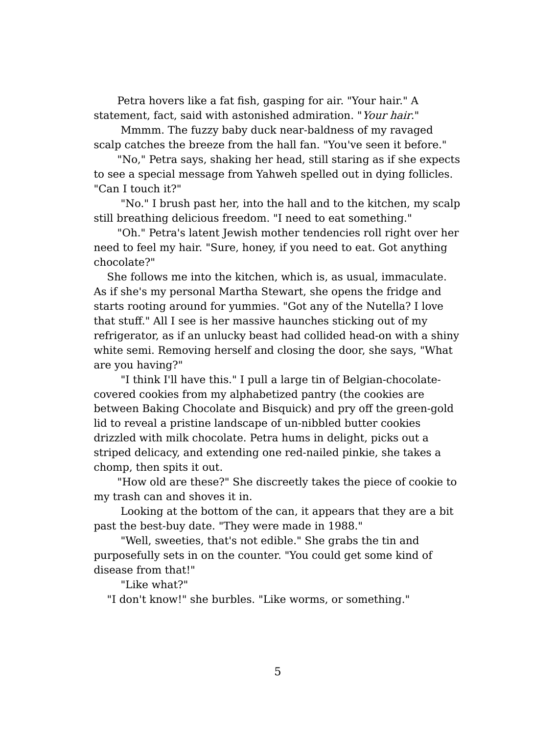Petra hovers like a fat fish, gasping for air. "Your hair." A statement, fact, said with astonished admiration. "*Your hair*."

Mmmm. The fuzzy baby duck near-baldness of my ravaged scalp catches the breeze from the hall fan. "You've seen it before."

"No," Petra says, shaking her head, still staring as if she expects to see a special message from Yahweh spelled out in dying follicles. "Can I touch it?"

"No." I brush past her, into the hall and to the kitchen, my scalp still breathing delicious freedom. "I need to eat something."

"Oh." Petra's latent Jewish mother tendencies roll right over her need to feel my hair. "Sure, honey, if you need to eat. Got anything chocolate?"

She follows me into the kitchen, which is, as usual, immaculate. As if she's my personal Martha Stewart, she opens the fridge and starts rooting around for yummies. "Got any of the Nutella? I love that stuff." All I see is her massive haunches sticking out of my refrigerator, as if an unlucky beast had collided head-on with a shiny white semi. Removing herself and closing the door, she says, "What are you having?"

"I think I'll have this." I pull a large tin of Belgian-chocolate-covered cookies from my alphabetized pantry (the cookies are between Baking Chocolate and Bisquick) and pry off the green-gold lid to reveal a pristine landscape of un-nibbled butter cookies drizzled with milk chocolate. Petra hums in delight, picks out a striped delicacy, and extending one red-nailed pinkie, she takes a chomp, then spits it out.

"How old are these?" She discreetly takes the piece of cookie to my trash can and shoves it in.

Looking at the bottom of the can, it appears that they are a bit past the best-buy date. "They were made in 1988."

"Well, sweeties, that's not edible." She grabs the tin and purposefully sets in on the counter. "You could get some kind of disease from that!"

"Like what?"

"I don't know!" she burbles. "Like worms, or something."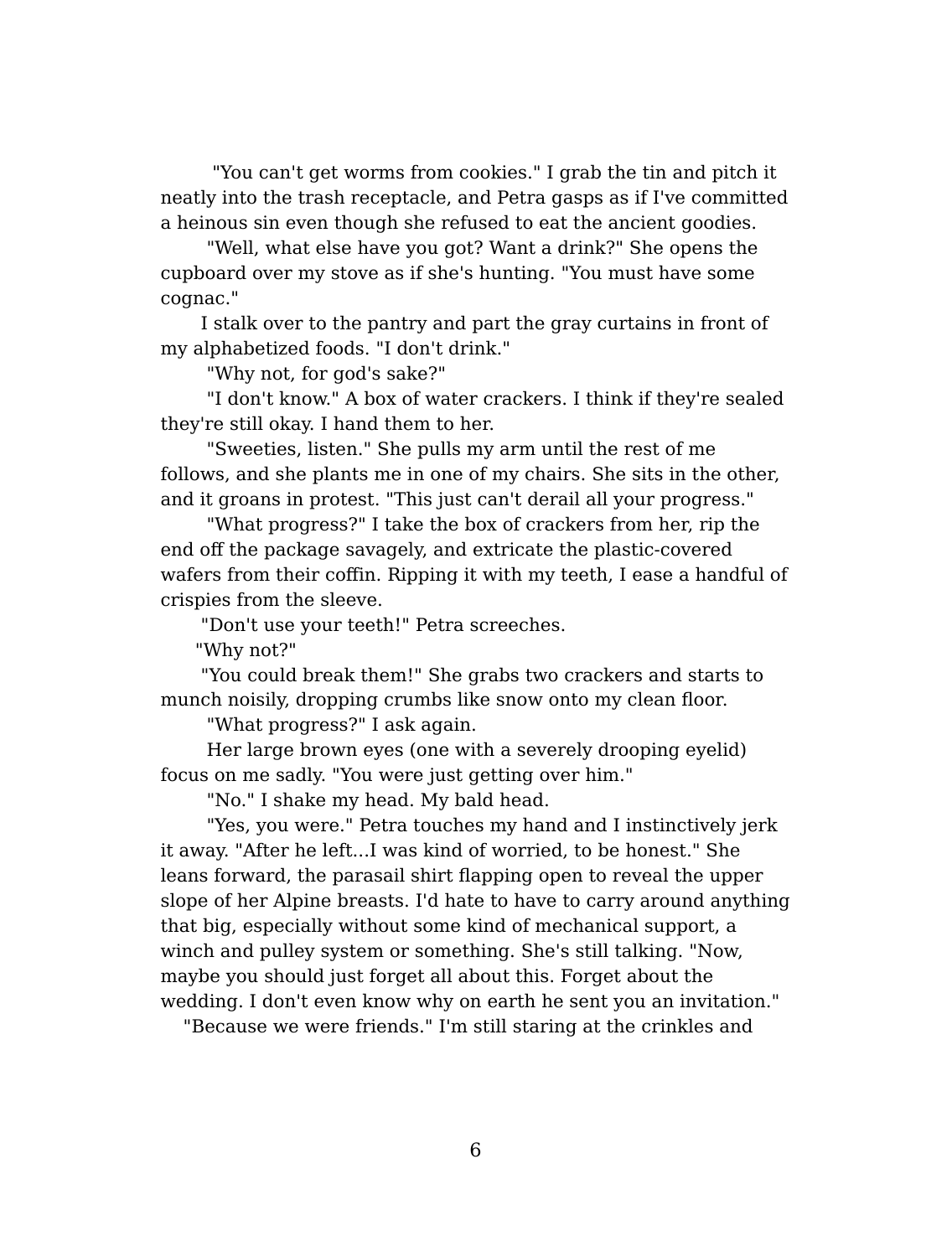"You can't get worms from cookies." I grab the tin and pitch it neatly into the trash receptacle, and Petra gasps as if I've committed a heinous sin even though she refused to eat the ancient goodies.

"Well, what else have you got? Want a drink?" She opens the cupboard over my stove as if she's hunting. "You must have some cognac."

I stalk over to the pantry and part the gray curtains in front of my alphabetized foods. "I don't drink."

"Why not, for god's sake?"

"I don't know." A box of water crackers. I think if they're sealed they're still okay. I hand them to her.

"Sweeties, listen." She pulls my arm until the rest of me follows, and she plants me in one of my chairs. She sits in the other, and it groans in protest. "This just can't derail all your progress."

"What progress?" I take the box of crackers from her, rip the end off the package savagely, and extricate the plastic-covered wafers from their coffin. Ripping it with my teeth, I ease a handful of crispies from the sleeve.

"Don't use your teeth!" Petra screeches.

"Why not?"

"You could break them!" She grabs two crackers and starts to munch noisily, dropping crumbs like snow onto my clean floor.

"What progress?" I ask again.

Her large brown eyes (one with a severely drooping eyelid) focus on me sadly. "You were just getting over him."

"No." I shake my head. My bald head.

"Yes, you were." Petra touches my hand and I instinctively jerk it away. "After he left...I was kind of worried, to be honest." She leans forward, the parasail shirt flapping open to reveal the upper slope of her Alpine breasts. I'd hate to have to carry around anything that big, especially without some kind of mechanical support, a winch and pulley system or something. She's still talking. "Now, maybe you should just forget all about this. Forget about the wedding. I don't even know why on earth he sent you an invitation."

"Because we were friends." I'm still staring at the crinkles and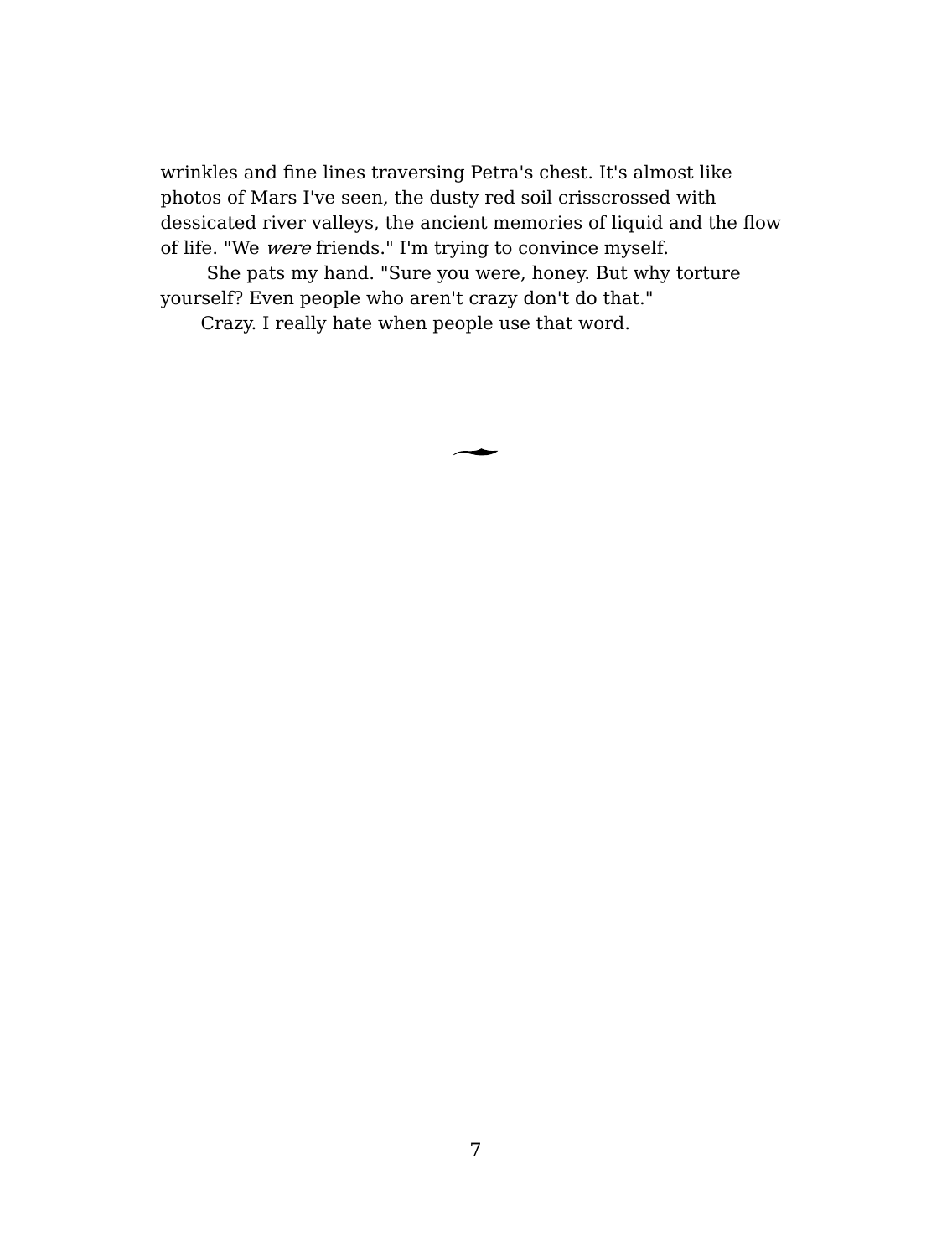wrinkles and fine lines traversing Petra's chest. It's almost like photos of Mars I've seen, the dusty red soil crisscrossed with dessicated river valleys, the ancient memories of liquid and the flow of life. "We *were* friends." I'm trying to convince myself.

She pats my hand. "Sure you were, honey. But why torture yourself? Even people who aren't crazy don't do that."

Crazy. I really hate when people use that word.